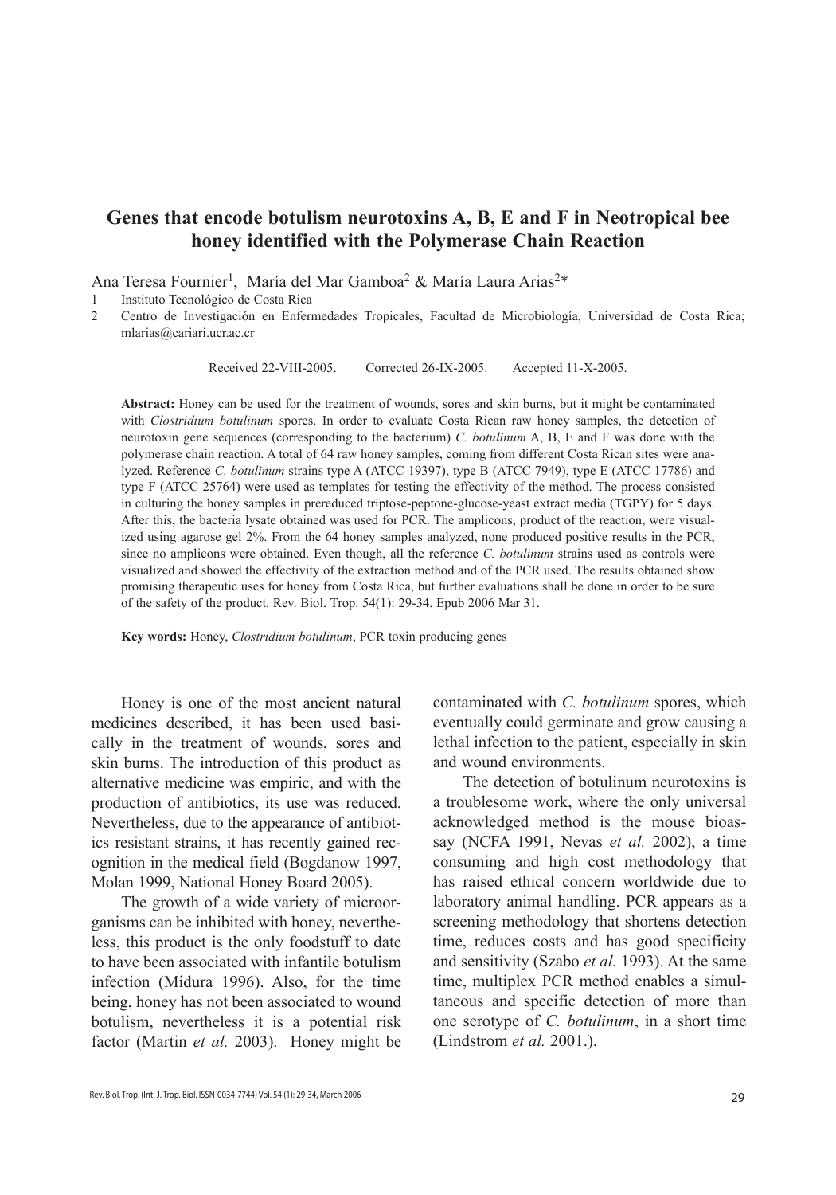# Genes that encode botulism neurotoxins A, B, E and F in Neotropical bee honey identified with the Polymerase Chain Reaction

Ana Teresa Fournier[1], María del Mar Gamboa[2] & María Laura Arias[2]*

1 Instituto Tecnológico de Costa Rica

2 Centro de Investigación en Enfermedades Tropicales, Facultad de Microbiología, Universidad de Costa Rica; mlarias@cariari.ucr.ac.cr

Received 22-VIII-2005. Corrected 26-IX-2005. Accepted 11-X-2005.

**Abstract:** Honey can be used for the treatment of wounds, sores and skin burns, but it might be contaminated with *Clostridium botulinum* spores. In order to evaluate Costa Rican raw honey samples, the detection of neurotoxin gene sequences (corresponding to the bacterium) *C. botulinum* A, B, E and F was done with the polymerase chain reaction. A total of 64 raw honey samples, coming from different Costa Rican sites were analyzed. Reference *C. botulinum* strains type A (ATCC 19397), type B (ATCC 7949), type E (ATCC 17786) and type F (ATCC 25764) were used as templates for testing the effectivity of the method. The process consisted in culturing the honey samples in prereduced triptose-peptone-glucose-yeast extract media (TGPY) for 5 days. After this, the bacteria lysate obtained was used for PCR. The amplicons, product of the reaction, were visualized using agarose gel 2%. From the 64 honey samples analyzed, none produced positive results in the PCR, since no amplicons were obtained. Even though, all the reference *C. botulinum* strains used as controls were visualized and showed the effectivity of the extraction method and of the PCR used. The results obtained show promising therapeutic uses for honey from Costa Rica, but further evaluations shall be done in order to be sure of the safety of the product. Rev. Biol. Trop. 54(1): 29-34. Epub 2006 Mar 31.

**Key words:** Honey, *Clostridium botulinum*, PCR toxin producing genes

Honey is one of the most ancient natural medicines described, it has been used basically in the treatment of wounds, sores and skin burns. The introduction of this product as alternative medicine was empiric, and with the production of antibiotics, its use was reduced. Nevertheless, due to the appearance of antibiotics resistant strains, it has recently gained recognition in the medical field (Bogdanow 1997, Molan 1999, National Honey Board 2005).

The growth of a wide variety of microorganisms can be inhibited with honey, nevertheless, this product is the only foodstuff to date to have been associated with infantile botulism infection (Midura 1996). Also, for the time being, honey has not been associated to wound botulism, nevertheless it is a potential risk factor (Martin *et al.* 2003). Honey might be contaminated with *C. botulinum* spores, which eventually could germinate and grow causing a lethal infection to the patient, especially in skin and wound environments.

The detection of botulinum neurotoxins is a troublesome work, where the only universal acknowledged method is the mouse bioassay (NCFA 1991, Nevas *et al.* 2002), a time consuming and high cost methodology that has raised ethical concern worldwide due to laboratory animal handling. PCR appears as a screening methodology that shortens detection time, reduces costs and has good specificity and sensitivity (Szabo *et al.* 1993). At the same time, multiplex PCR method enables a simultaneous and specific detection of more than one serotype of *C. botulinum*, in a short time (Lindstrom *et al.* 2001.).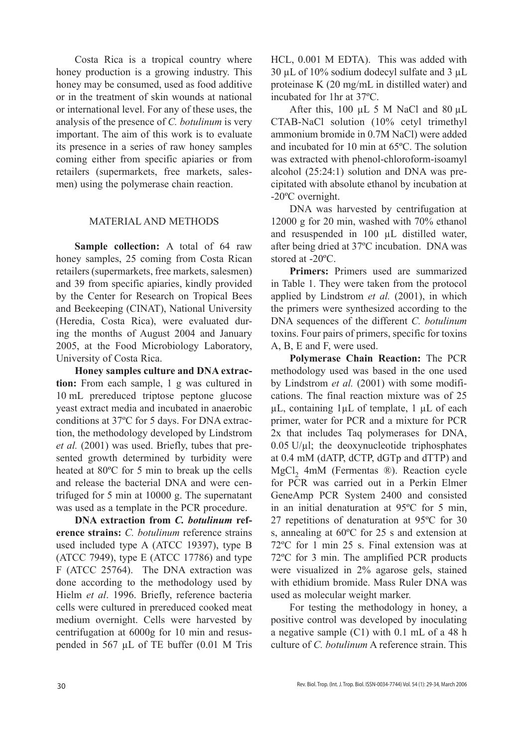Costa Rica is a tropical country where honey production is a growing industry. This honey may be consumed, used as food additive or in the treatment of skin wounds at national or international level. For any of these uses, the analysis of the presence of *C. botulinum* is very important. The aim of this work is to evaluate its presence in a series of raw honey samples coming either from specific apiaries or from retailers (supermarkets, free markets, salesmen) using the polymerase chain reaction.

## MATERIAL AND METHODS

**Sample collection:** A total of 64 raw honey samples, 25 coming from Costa Rican retailers (supermarkets, free markets, salesmen) and 39 from specific apiaries, kindly provided by the Center for Research on Tropical Bees and Beekeeping (CINAT), National University (Heredia, Costa Rica), were evaluated during the months of August 2004 and January 2005, at the Food Microbiology Laboratory, University of Costa Rica.

**Honey samples culture and DNA extraction:** From each sample, 1 g was cultured in 10 mL prereduced triptose peptone glucose yeast extract media and incubated in anaerobic conditions at 37ºC for 5 days. For DNA extraction, the methodology developed by Lindstrom *et al.* (2001) was used. Briefly, tubes that presented growth determined by turbidity were heated at 80ºC for 5 min to break up the cells and release the bacterial DNA and were centrifuged for 5 min at 10000 g. The supernatant was used as a template in the PCR procedure.

**DNA extraction from *C. botulinum* reference strains:** *C. botulinum* reference strains used included type A (ATCC 19397), type B (ATCC 7949), type E (ATCC 17786) and type F (ATCC 25764). The DNA extraction was done according to the methodology used by Hielm *et al*. 1996. Briefly, reference bacteria cells were cultured in prereduced cooked meat medium overnight. Cells were harvested by centrifugation at 6000g for 10 min and resuspended in 567 µL of TE buffer (0.01 M Tris HCL, 0.001 M EDTA). This was added with 30 µL of 10% sodium dodecyl sulfate and 3 µL proteinase K (20 mg/mL in distilled water) and incubated for 1hr at 37ºC.

After this, 100 µL 5 M NaCl and 80 µL CTAB-NaCl solution (10% cetyl trimethyl ammonium bromide in 0.7M NaCl) were added and incubated for 10 min at 65ºC. The solution was extracted with phenol-chloroform-isoamyl alcohol (25:24:1) solution and DNA was precipitated with absolute ethanol by incubation at -20ºC overnight.

DNA was harvested by centrifugation at 12000 g for 20 min, washed with 70% ethanol and resuspended in 100 µL distilled water, after being dried at 37ºC incubation. DNA was stored at -20ºC.

**Primers:** Primers used are summarized in Table 1. They were taken from the protocol applied by Lindstrom *et al.* (2001), in which the primers were synthesized according to the DNA sequences of the different *C. botulinum* toxins. Four pairs of primers, specific for toxins A, B, E and F, were used.

**Polymerase Chain Reaction:** The PCR methodology used was based in the one used by Lindstrom *et al.* (2001) with some modifications. The final reaction mixture was of 25 µL, containing 1µL of template, 1 µL of each primer, water for PCR and a mixture for PCR 2x that includes Taq polymerases for DNA, 0.05 U/µl; the deoxynucleotide triphosphates at 0.4 mM (dATP, dCTP, dGTp and dTTP) and $MgCl_2$ 4mM (Fermentas ®). Reaction cycle for PCR was carried out in a Perkin Elmer GeneAmp PCR System 2400 and consisted in an initial denaturation at 95ºC for 5 min, 27 repetitions of denaturation at 95ºC for 30 s, annealing at 60ºC for 25 s and extension at 72ºC for 1 min 25 s. Final extension was at 72ºC for 3 min. The amplified PCR products were visualized in 2% agarose gels, stained with ethidium bromide. Mass Ruler DNA was used as molecular weight marker.

For testing the methodology in honey, a positive control was developed by inoculating a negative sample (C1) with 0.1 mL of a 48 h culture of *C. botulinum* A reference strain. This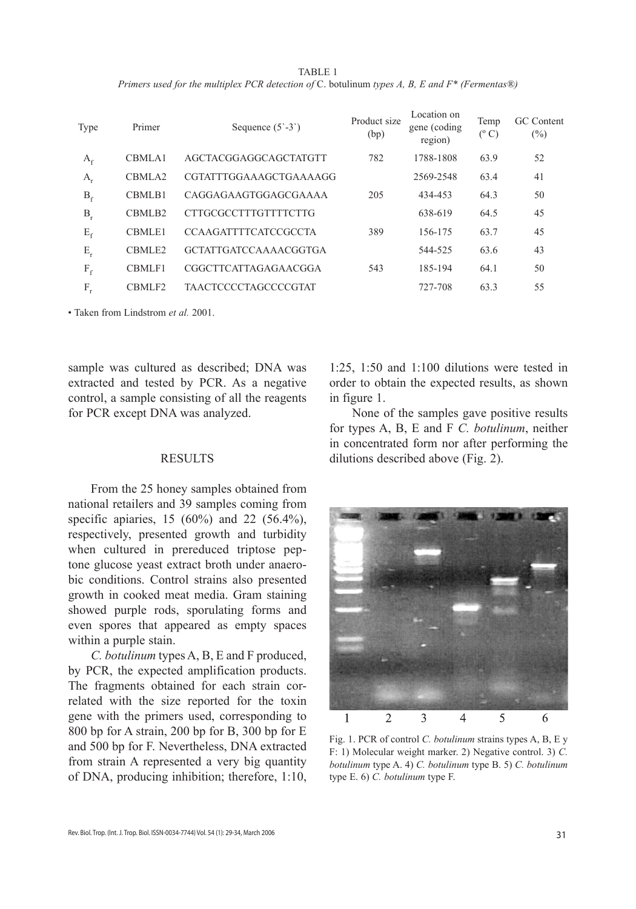TABLE 1

*Primers used for the multiplex PCR detection of* C. botulinum *types A, B, E and F\* (Fermentas®)*

| Type | Primer | Sequence (5`-3`) | Product size (bp) | Location on gene (coding region) | Temp (º C) | GC Content (%) |
|---|---|---|---|---|---|---|
| $A_f$ | CBMLA1 | AGCTACGGAGGCAGCTATGTT | 782 | 1788-1808 | 63.9 | 52 |
| $A_r$ | CBMLA2 | CGTATTTGGAAAGCTGAAAAGG | | 2569-2548 | 63.4 | 41 |
| $B_f$ | CBMLB1 | CAGGAGAAGTGGAGCGAAAA | 205 | 434-453 | 64.3 | 50 |
| $B_r$ | CBMLB2 | CTTGCGCCTTTGTTTTCTTG | | 638-619 | 64.5 | 45 |
| $E_f$ | CBMLE1 | CCAAGATTTTCATCCGCCTA | 389 | 156-175 | 63.7 | 45 |
| $E_r$ | CBMLE2 | GCTATTGATCCAAAACGGTGA | | 544-525 | 63.6 | 43 |
| $F_f$ | CBMLF1 | CGGCTTCATTAGAGAACGGA | 543 | 185-194 | 64.1 | 50 |
| $F_r$ | CBMLF2 | TAACTCCCCTAGCCCCGTAT | | 727-708 | 63.3 | 55 |

• Taken from Lindstrom *et al.* 2001.

sample was cultured as described; DNA was extracted and tested by PCR. As a negative control, a sample consisting of all the reagents for PCR except DNA was analyzed.

## RESULTS

From the 25 honey samples obtained from national retailers and 39 samples coming from specific apiaries, 15 (60%) and 22 (56.4%), respectively, presented growth and turbidity when cultured in prereduced triptose peptone glucose yeast extract broth under anaerobic conditions. Control strains also presented growth in cooked meat media. Gram staining showed purple rods, sporulating forms and even spores that appeared as empty spaces within a purple stain.

*C. botulinum* types A, B, E and F produced, by PCR, the expected amplification products. The fragments obtained for each strain correlated with the size reported for the toxin gene with the primers used, corresponding to 800 bp for A strain, 200 bp for B, 300 bp for E and 500 bp for F. Nevertheless, DNA extracted from strain A represented a very big quantity of DNA, producing inhibition; therefore, 1:10, 1:25, 1:50 and 1:100 dilutions were tested in order to obtain the expected results, as shown in figure 1.

None of the samples gave positive results for types A, B, E and F *C. botulinum*, neither in concentrated form nor after performing the dilutions described above (Fig. 2).

Fig. 1. PCR of control *C. botulinum* strains types A, B, E y F: 1) Molecular weight marker. 2) Negative control. 3) *C. botulinum* type A. 4) *C. botulinum* type B. 5) *C. botulinum* type E. 6) *C. botulinum* type F.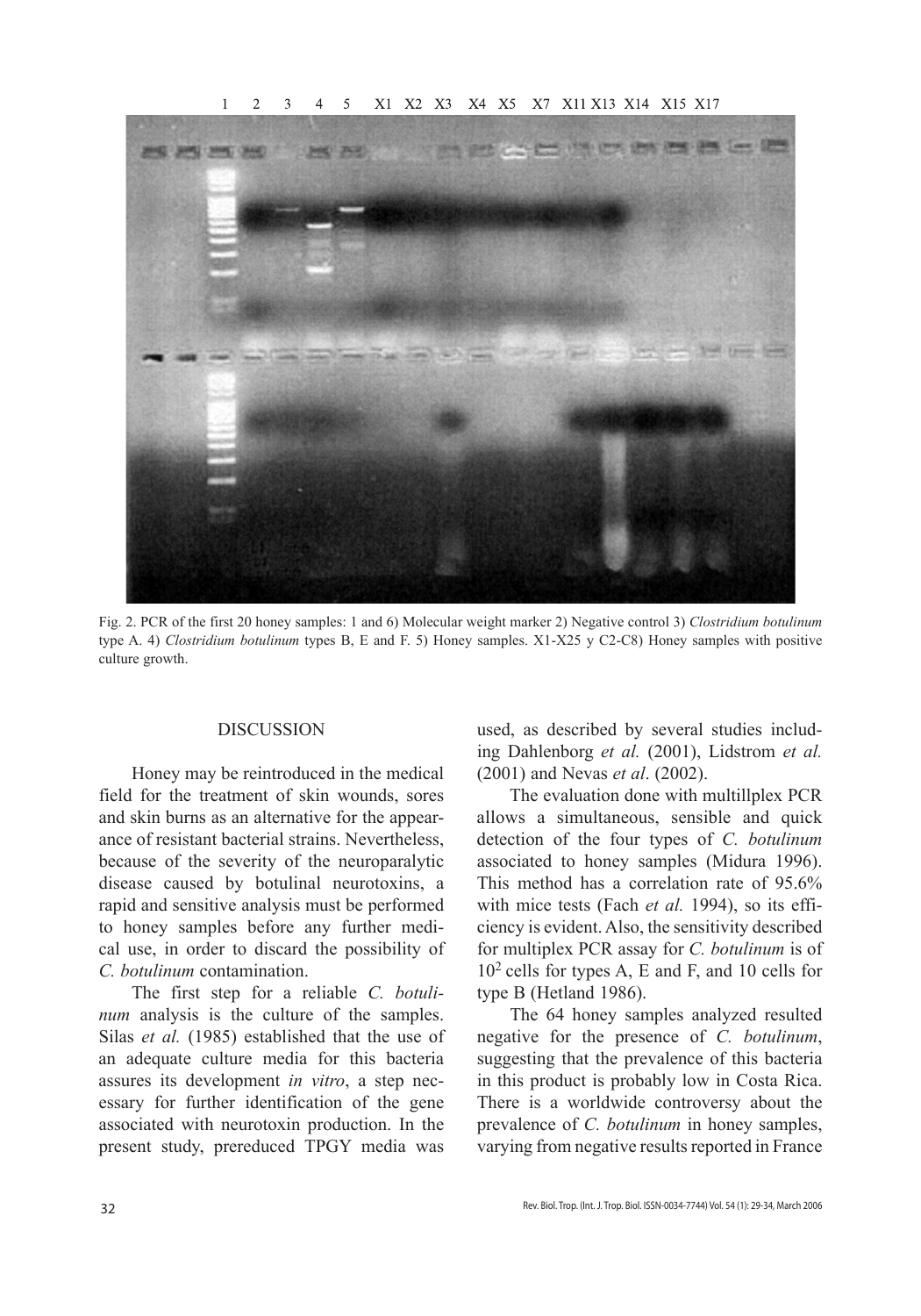1 2 3 4 5 X1 X2 X3 X4 X5 X7 X11 X13 X14 X15 X17

Fig. 2. PCR of the first 20 honey samples: 1 and 6) Molecular weight marker 2) Negative control 3) *Clostridium botulinum* type A. 4) *Clostridium botulinum* types B, E and F. 5) Honey samples. X1-X25 y C2-C8) Honey samples with positive culture growth.

## DISCUSSION

Honey may be reintroduced in the medical field for the treatment of skin wounds, sores and skin burns as an alternative for the appearance of resistant bacterial strains. Nevertheless, because of the severity of the neuroparalytic disease caused by botulinal neurotoxins, a rapid and sensitive analysis must be performed to honey samples before any further medical use, in order to discard the possibility of *C. botulinum* contamination.

The first step for a reliable *C. botulinum* analysis is the culture of the samples. Silas *et al.* (1985) established that the use of an adequate culture media for this bacteria assures its development *in vitro*, a step necessary for further identification of the gene associated with neurotoxin production. In the present study, prereduced TPGY media was used, as described by several studies including Dahlenborg *et al.* (2001), Lidstrom *et al.* (2001) and Nevas *et al*. (2002).

The evaluation done with multillplex PCR allows a simultaneous, sensible and quick detection of the four types of *C. botulinum* associated to honey samples (Midura 1996). This method has a correlation rate of 95.6% with mice tests (Fach *et al.* 1994), so its efficiency is evident. Also, the sensitivity described for multiplex PCR assay for *C. botulinum* is of $10^2$ cells for types A, E and F, and 10 cells for type B (Hetland 1986).

The 64 honey samples analyzed resulted negative for the presence of *C. botulinum*, suggesting that the prevalence of this bacteria in this product is probably low in Costa Rica. There is a worldwide controversy about the prevalence of *C. botulinum* in honey samples, varying from negative results reported in France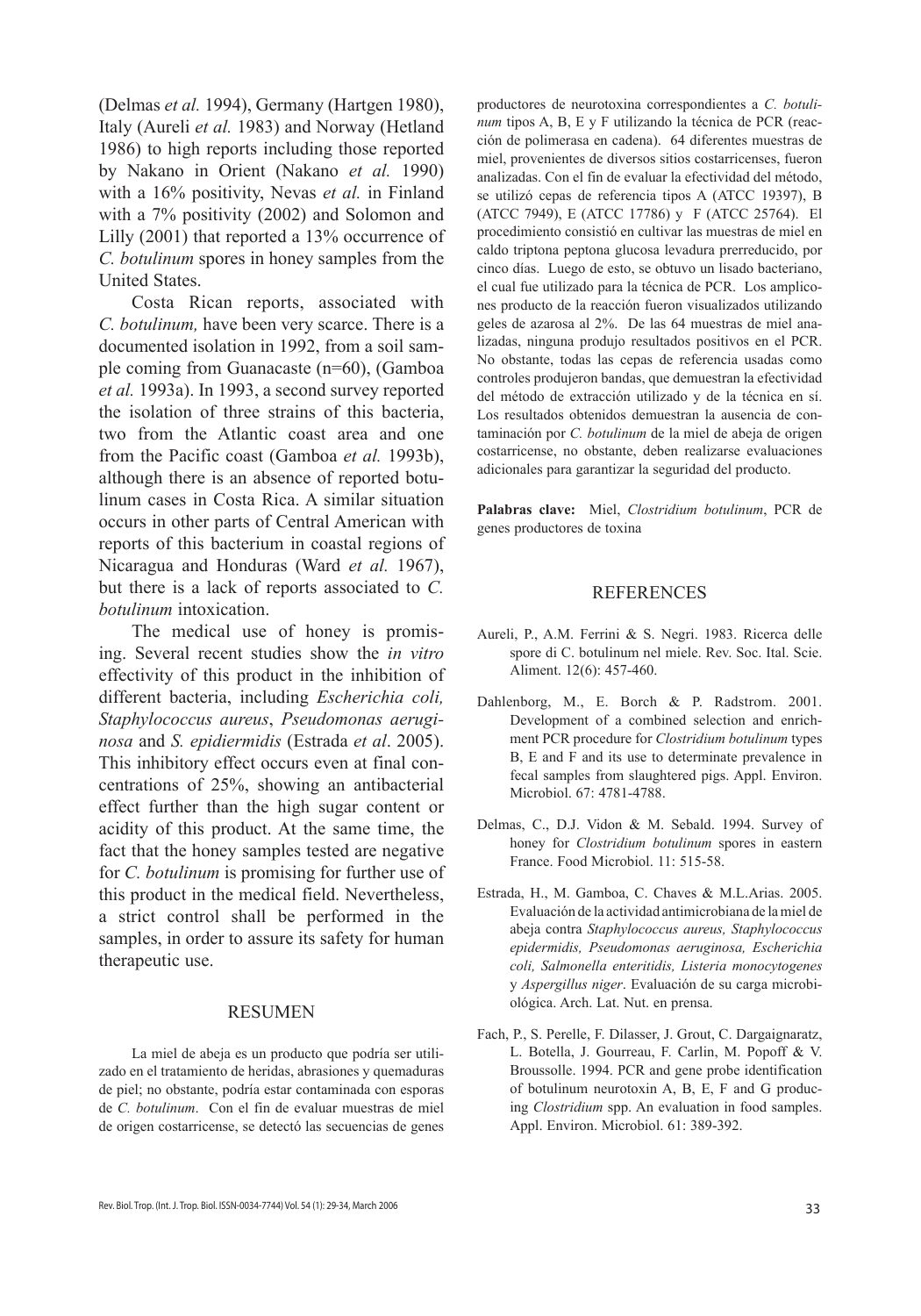(Delmas *et al.* 1994), Germany (Hartgen 1980), Italy (Aureli *et al.* 1983) and Norway (Hetland 1986) to high reports including those reported by Nakano in Orient (Nakano *et al.* 1990) with a 16% positivity, Nevas *et al.* in Finland with a 7% positivity (2002) and Solomon and Lilly (2001) that reported a 13% occurrence of *C. botulinum* spores in honey samples from the United States.

Costa Rican reports, associated with *C. botulinum,* have been very scarce. There is a documented isolation in 1992, from a soil sample coming from Guanacaste (n=60), (Gamboa *et al.* 1993a). In 1993, a second survey reported the isolation of three strains of this bacteria, two from the Atlantic coast area and one from the Pacific coast (Gamboa *et al.* 1993b), although there is an absence of reported botulinum cases in Costa Rica. A similar situation occurs in other parts of Central American with reports of this bacterium in coastal regions of Nicaragua and Honduras (Ward *et al.* 1967), but there is a lack of reports associated to *C. botulinum* intoxication.

The medical use of honey is promising. Several recent studies show the *in vitro* effectivity of this product in the inhibition of different bacteria, including *Escherichia coli, Staphylococcus aureus*, *Pseudomonas aeruginosa* and *S. epidiermidis* (Estrada *et al*. 2005). This inhibitory effect occurs even at final concentrations of 25%, showing an antibacterial effect further than the high sugar content or acidity of this product. At the same time, the fact that the honey samples tested are negative for *C. botulinum* is promising for further use of this product in the medical field. Nevertheless, a strict control shall be performed in the samples, in order to assure its safety for human therapeutic use.

## RESUMEN

La miel de abeja es un producto que podría ser utilizado en el tratamiento de heridas, abrasiones y quemaduras de piel; no obstante, podría estar contaminada con esporas de *C. botulinum*. Con el fin de evaluar muestras de miel de origen costarricense, se detectó las secuencias de genes productores de neurotoxina correspondientes a *C. botulinum* tipos A, B, E y F utilizando la técnica de PCR (reacción de polimerasa en cadena). 64 diferentes muestras de miel, provenientes de diversos sitios costarricenses, fueron analizadas. Con el fin de evaluar la efectividad del método, se utilizó cepas de referencia tipos A (ATCC 19397), B (ATCC 7949), E (ATCC 17786) y F (ATCC 25764). El procedimiento consistió en cultivar las muestras de miel en caldo triptona peptona glucosa levadura prerreducido, por cinco días. Luego de esto, se obtuvo un lisado bacteriano, el cual fue utilizado para la técnica de PCR. Los amplicones producto de la reacción fueron visualizados utilizando geles de azarosa al 2%. De las 64 muestras de miel analizadas, ninguna produjo resultados positivos en el PCR. No obstante, todas las cepas de referencia usadas como controles produjeron bandas, que demuestran la efectividad del método de extracción utilizado y de la técnica en sí. Los resultados obtenidos demuestran la ausencia de contaminación por *C. botulinum* de la miel de abeja de origen costarricense, no obstante, deben realizarse evaluaciones adicionales para garantizar la seguridad del producto.

**Palabras clave:** Miel, *Clostridium botulinum*, PCR de genes productores de toxina

## REFERENCES

Aureli, P., A.M. Ferrini & S. Negri. 1983. Ricerca delle spore di C. botulinum nel miele. Rev. Soc. Ital. Scie. Aliment. 12(6): 457-460.

Dahlenborg, M., E. Borch & P. Radstrom. 2001. Development of a combined selection and enrichment PCR procedure for *Clostridium botulinum* types B, E and F and its use to determinate prevalence in fecal samples from slaughtered pigs. Appl. Environ. Microbiol. 67: 4781-4788.

Delmas, C., D.J. Vidon & M. Sebald. 1994. Survey of honey for *Clostridium botulinum* spores in eastern France. Food Microbiol. 11: 515-58.

Estrada, H., M. Gamboa, C. Chaves & M.L.Arias. 2005. Evaluación de la actividad antimicrobiana de la miel de abeja contra *Staphylococcus aureus, Staphylococcus epidermidis, Pseudomonas aeruginosa, Escherichia coli, Salmonella enteritidis, Listeria monocytogenes* y *Aspergillus niger*. Evaluación de su carga microbiológica. Arch. Lat. Nut. en prensa.

Fach, P., S. Perelle, F. Dilasser, J. Grout, C. Dargaignaratz, L. Botella, J. Gourreau, F. Carlin, M. Popoff & V. Broussolle. 1994. PCR and gene probe identification of botulinum neurotoxin A, B, E, F and G producing *Clostridium* spp. An evaluation in food samples. Appl. Environ. Microbiol. 61: 389-392.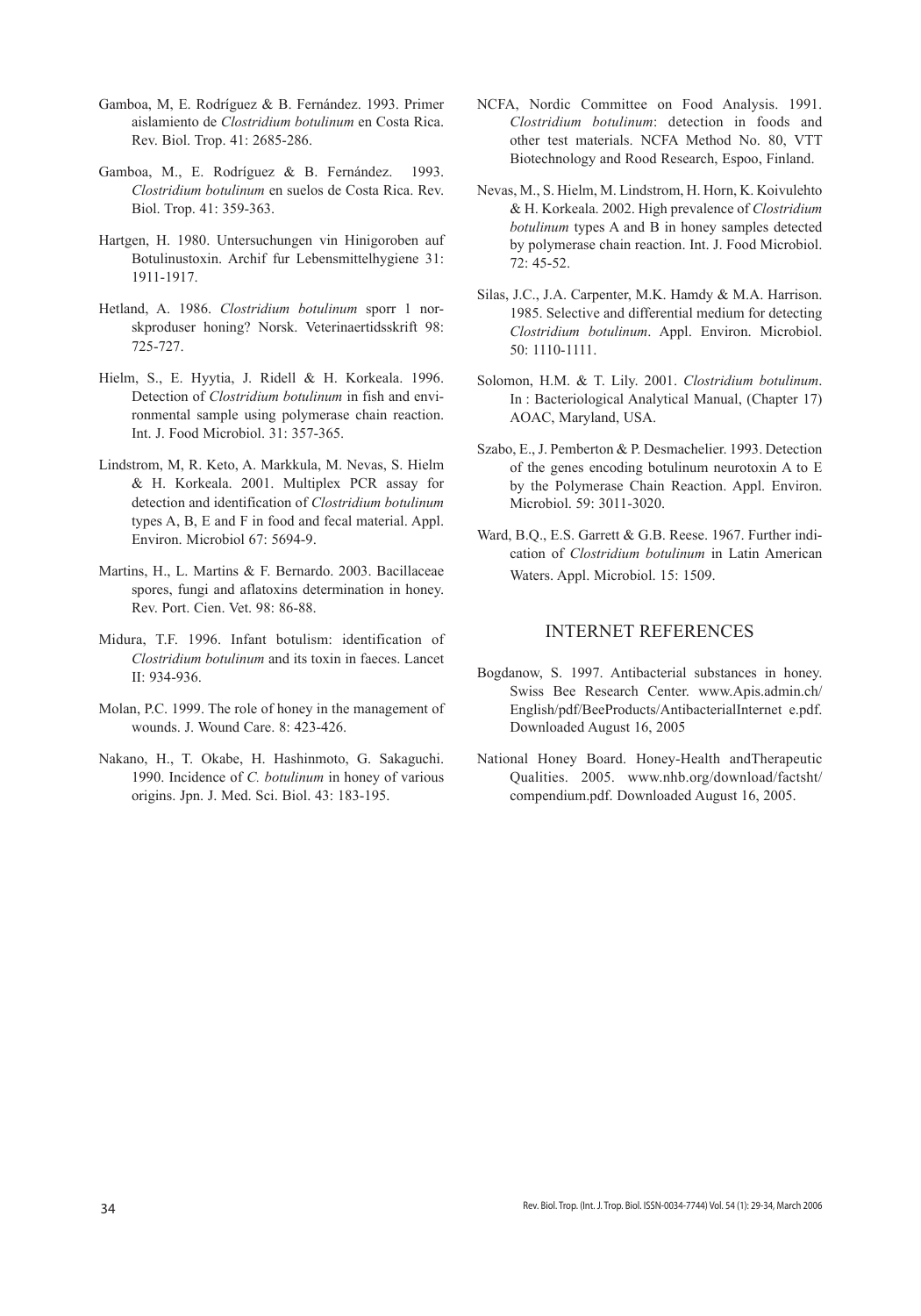Gamboa, M, E. Rodríguez & B. Fernández. 1993. Primer aislamiento de *Clostridium botulinum* en Costa Rica. Rev. Biol. Trop. 41: 2685-286.

Gamboa, M., E. Rodríguez & B. Fernández. 1993. *Clostridium botulinum* en suelos de Costa Rica. Rev. Biol. Trop. 41: 359-363.

Hartgen, H. 1980. Untersuchungen vin Hinigoroben auf Botulinustoxin. Archif fur Lebensmittelhygiene 31: 1911-1917.

Hetland, A. 1986. *Clostridium botulinum* sporr l norskproduser honing? Norsk. Veterinaertidsskrift 98: 725-727.

Hielm, S., E. Hyytia, J. Ridell & H. Korkeala. 1996. Detection of *Clostridium botulinum* in fish and environmental sample using polymerase chain reaction. Int. J. Food Microbiol. 31: 357-365.

Lindstrom, M, R. Keto, A. Markkula, M. Nevas, S. Hielm & H. Korkeala. 2001. Multiplex PCR assay for detection and identification of *Clostridium botulinum* types A, B, E and F in food and fecal material. Appl. Environ. Microbiol 67: 5694-9.

Martins, H., L. Martins & F. Bernardo. 2003. Bacillaceae spores, fungi and aflatoxins determination in honey. Rev. Port. Cien. Vet. 98: 86-88.

Midura, T.F. 1996. Infant botulism: identification of *Clostridium botulinum* and its toxin in faeces. Lancet II: 934-936.

Molan, P.C. 1999. The role of honey in the management of wounds. J. Wound Care. 8: 423-426.

Nakano, H., T. Okabe, H. Hashinmoto, G. Sakaguchi. 1990. Incidence of *C. botulinum* in honey of various origins. Jpn. J. Med. Sci. Biol. 43: 183-195.

NCFA, Nordic Committee on Food Analysis. 1991. *Clostridium botulinum*: detection in foods and other test materials. NCFA Method No. 80, VTT Biotechnology and Rood Research, Espoo, Finland.

Nevas, M., S. Hielm, M. Lindstrom, H. Horn, K. Koivulehto & H. Korkeala. 2002. High prevalence of *Clostridium botulinum* types A and B in honey samples detected by polymerase chain reaction. Int. J. Food Microbiol. 72: 45-52.

Silas, J.C., J.A. Carpenter, M.K. Hamdy & M.A. Harrison. 1985. Selective and differential medium for detecting *Clostridium botulinum*. Appl. Environ. Microbiol. 50: 1110-1111.

Solomon, H.M. & T. Lily. 2001. *Clostridium botulinum*. In : Bacteriological Analytical Manual, (Chapter 17) AOAC, Maryland, USA.

Szabo, E., J. Pemberton & P. Desmachelier. 1993. Detection of the genes encoding botulinum neurotoxin A to E by the Polymerase Chain Reaction. Appl. Environ. Microbiol. 59: 3011-3020.

Ward, B.Q., E.S. Garrett & G.B. Reese. 1967. Further indication of *Clostridium botulinum* in Latin American Waters. Appl. Microbiol. 15: 1509.

## INTERNET REFERENCES

Bogdanow, S. 1997. Antibacterial substances in honey. Swiss Bee Research Center. www.Apis.admin.ch/English/pdf/BeeProducts/AntibacterialInternet e.pdf. Downloaded August 16, 2005

National Honey Board. Honey-Health andTherapeutic Qualities. 2005. www.nhb.org/download/factsht/compendium.pdf. Downloaded August 16, 2005.